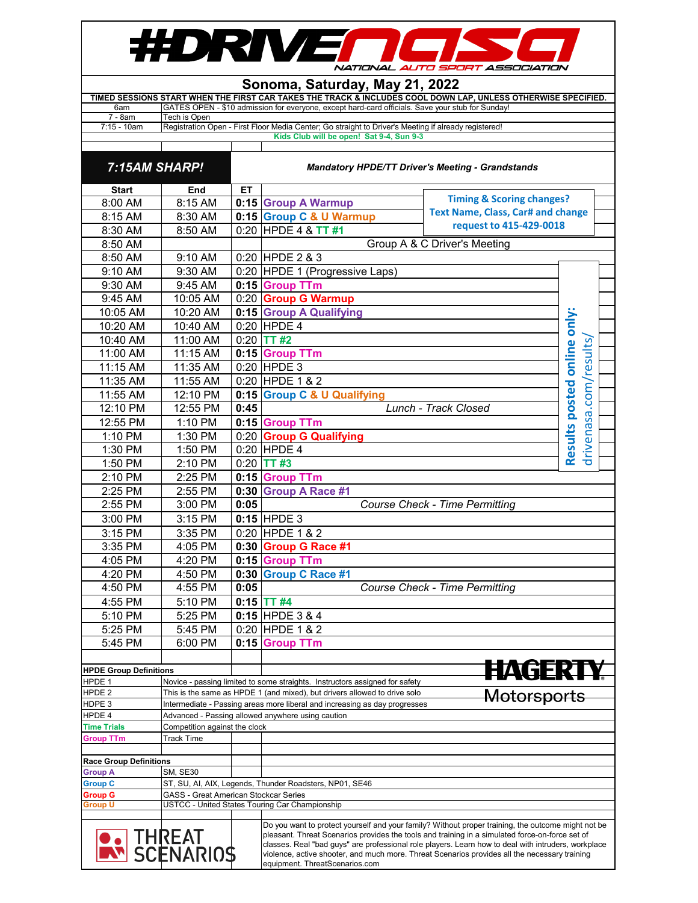# #DRIVENASA

NATIONAL AUTO SPORT ASSOCIATION

## Sonoma, Saturday, May 21, 2022

**TIMED SESSIONS START WHEN THE FIRST CAR TAKES THE TRACK & INCLUDES COOL DOWN LAP, UNLESS OTHERWISE SPECIFIED.**

| | |
|---|---|
| 6am | GATES OPEN - $10 admission for everyone, except hard-card officials. Save your stub for Sunday! |
| 7 - 8am | Tech is Open |
| 7:15 - 10am | Registration Open - First Floor Media Center; Go straight to Driver's Meeting if already registered! |
| | **Kids Club will be open! Sat 9-4, Sun 9-3** |

***7:15AM SHARP!*** — ***Mandatory HPDE/TT Driver's Meeting - Grandstands***

**Timing & Scoring changes? Text Name, Class, Car# and change request to 415-429-0018**

| Start | End | ET | Session |
|---|---|---|---|
| 8:00 AM | 8:15 AM | **0:15** | **Group A Warmup** |
| 8:15 AM | 8:30 AM | **0:15** | **Group C & U Warmup** |
| 8:30 AM | 8:50 AM | 0:20 | HPDE 4 & **TT #1** |
| 8:50 AM | | | Group A & C Driver's Meeting |
| 8:50 AM | 9:10 AM | 0:20 | HPDE 2 & 3 |
| 9:10 AM | 9:30 AM | 0:20 | HPDE 1 (Progressive Laps) |
| 9:30 AM | 9:45 AM | **0:15** | **Group TTm** |
| 9:45 AM | 10:05 AM | 0:20 | **Group G Warmup** |
| 10:05 AM | 10:20 AM | **0:15** | **Group A Qualifying** |
| 10:20 AM | 10:40 AM | 0:20 | HPDE 4 |
| 10:40 AM | 11:00 AM | 0:20 | **TT #2** |
| 11:00 AM | 11:15 AM | **0:15** | **Group TTm** |
| 11:15 AM | 11:35 AM | 0:20 | HPDE 3 |
| 11:35 AM | 11:55 AM | 0:20 | HPDE 1 & 2 |
| 11:55 AM | 12:10 PM | **0:15** | **Group C & U Qualifying** |
| 12:10 PM | 12:55 PM | **0:45** | *Lunch - Track Closed* |
| 12:55 PM | 1:10 PM | **0:15** | **Group TTm** |
| 1:10 PM | 1:30 PM | 0:20 | **Group G Qualifying** |
| 1:30 PM | 1:50 PM | 0:20 | HPDE 4 |
| 1:50 PM | 2:10 PM | 0:20 | **TT #3** |
| 2:10 PM | 2:25 PM | **0:15** | **Group TTm** |
| 2:25 PM | 2:55 PM | **0:30** | **Group A Race #1** |
| 2:55 PM | 3:00 PM | **0:05** | *Course Check - Time Permitting* |
| 3:00 PM | 3:15 PM | **0:15** | HPDE 3 |
| 3:15 PM | 3:35 PM | 0:20 | HPDE 1 & 2 |
| 3:35 PM | 4:05 PM | **0:30** | **Group G Race #1** |
| 4:05 PM | 4:20 PM | **0:15** | **Group TTm** |
| 4:20 PM | 4:50 PM | **0:30** | **Group C Race #1** |
| 4:50 PM | 4:55 PM | **0:05** | *Course Check - Time Permitting* |
| 4:55 PM | 5:10 PM | **0:15** | **TT #4** |
| 5:10 PM | 5:25 PM | **0:15** | HPDE 3 & 4 |
| 5:25 PM | 5:45 PM | 0:20 | HPDE 1 & 2 |
| 5:45 PM | 6:00 PM | **0:15** | **Group TTm** |

**Results posted online only:** drivenasa.com/results/

HAGERTY Motorsports

| **HPDE Group Definitions** | |
|---|---|
| HPDE 1 | Novice - passing limited to some straights. Instructors assigned for safety |
| HPDE 2 | This is the same as HPDE 1 (and mixed), but drivers allowed to drive solo |
| HDPE 3 | Intermediate - Passing areas more liberal and increasing as day progresses |
| HPDE 4 | Advanced - Passing allowed anywhere using caution |
| **Time Trials** | Competition against the clock |
| **Group TTm** | Track Time |

| **Race Group Definitions** | |
|---|---|
| **Group A** | SM, SE30 |
| **Group C** | ST, SU, AI, AIX, Legends, Thunder Roadsters, NP01, SE46 |
| **Group G** | GASS - Great American Stockcar Series |
| **Group U** | USTCC - United States Touring Car Championship |

THREAT SCENARIOS

Do you want to protect yourself and your family? Without proper training, the outcome might not be pleasant. Threat Scenarios provides the tools and training in a simulated force-on-force set of classes. Real "bad guys" are professional role players. Learn how to deal with intruders, workplace violence, active shooter, and much more. Threat Scenarios provides all the necessary training equipment. ThreatScenarios.com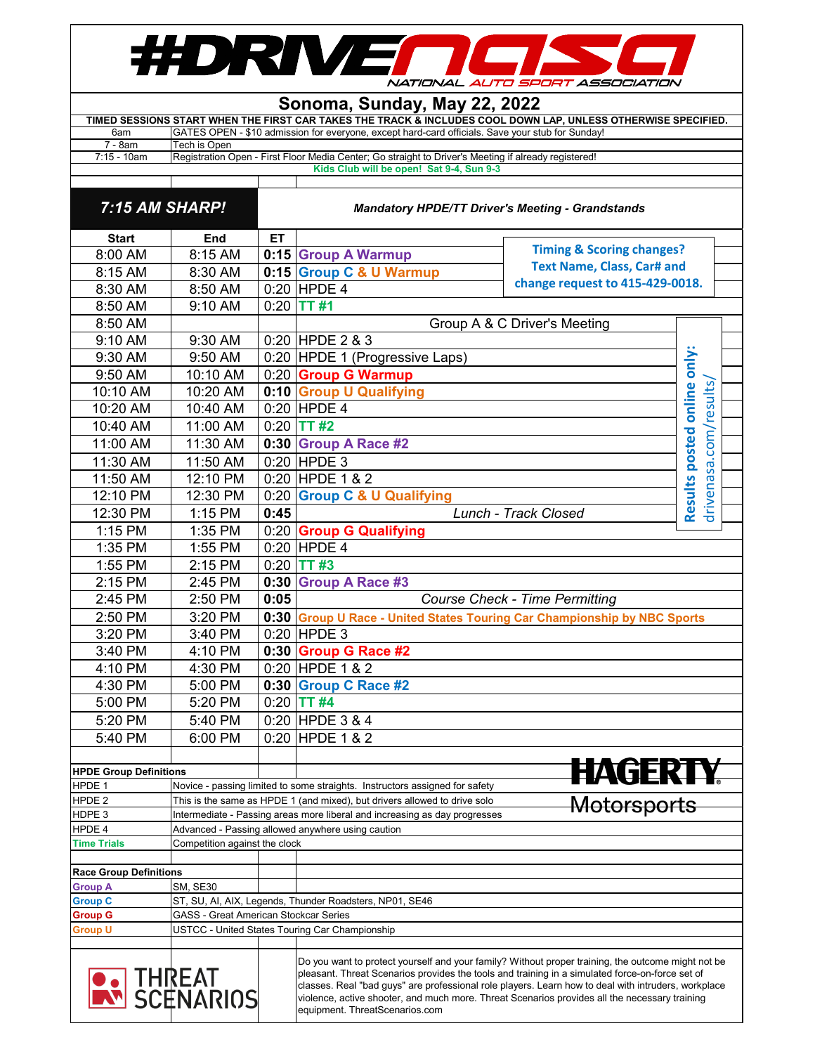# #DRIVENASA — NATIONAL AUTO SPORT ASSOCIATION

## Sonoma, Sunday, May 22, 2022

**TIMED SESSIONS START WHEN THE FIRST CAR TAKES THE TRACK & INCLUDES COOL DOWN LAP, UNLESS OTHERWISE SPECIFIED.**

| Time | Details |
|---|---|
| 6am | GATES OPEN - $10 admission for everyone, except hard-card officials. Save your stub for Sunday! |
| 7 - 8am | Tech is Open |
| 7:15 - 10am | Registration Open - First Floor Media Center; Go straight to Driver's Meeting if already registered! |
| | Kids Club will be open! Sat 9-4, Sun 9-3 |

**7:15 AM SHARP!** — *Mandatory HPDE/TT Driver's Meeting - Grandstands*

| Start | End | ET | Session |
|---|---|---|---|
| 8:00 AM | 8:15 AM | **0:15** | **Group A Warmup** |
| 8:15 AM | 8:30 AM | **0:15** | **Group C & U Warmup** |
| 8:30 AM | 8:50 AM | 0:20 | HPDE 4 |
| 8:50 AM | 9:10 AM | 0:20 | **TT #1** |
| 8:50 AM | | | Group A & C Driver's Meeting |
| 9:10 AM | 9:30 AM | 0:20 | HPDE 2 & 3 |
| 9:30 AM | 9:50 AM | 0:20 | HPDE 1 (Progressive Laps) |
| 9:50 AM | 10:10 AM | 0:20 | **Group G Warmup** |
| 10:10 AM | 10:20 AM | **0:10** | **Group U Qualifying** |
| 10:20 AM | 10:40 AM | 0:20 | HPDE 4 |
| 10:40 AM | 11:00 AM | 0:20 | **TT #2** |
| 11:00 AM | 11:30 AM | **0:30** | **Group A Race #2** |
| 11:30 AM | 11:50 AM | 0:20 | HPDE 3 |
| 11:50 AM | 12:10 PM | 0:20 | HPDE 1 & 2 |
| 12:10 PM | 12:30 PM | 0:20 | **Group C & U Qualifying** |
| 12:30 PM | 1:15 PM | **0:45** | *Lunch - Track Closed* |
| 1:15 PM | 1:35 PM | 0:20 | **Group G Qualifying** |
| 1:35 PM | 1:55 PM | 0:20 | HPDE 4 |
| 1:55 PM | 2:15 PM | 0:20 | **TT #3** |
| 2:15 PM | 2:45 PM | **0:30** | **Group A Race #3** |
| 2:45 PM | 2:50 PM | **0:05** | *Course Check - Time Permitting* |
| 2:50 PM | 3:20 PM | **0:30** | **Group U Race - United States Touring Car Championship by NBC Sports** |
| 3:20 PM | 3:40 PM | 0:20 | HPDE 3 |
| 3:40 PM | 4:10 PM | **0:30** | **Group G Race #2** |
| 4:10 PM | 4:30 PM | 0:20 | HPDE 1 & 2 |
| 4:30 PM | 5:00 PM | **0:30** | **Group C Race #2** |
| 5:00 PM | 5:20 PM | 0:20 | **TT #4** |
| 5:20 PM | 5:40 PM | 0:20 | HPDE 3 & 4 |
| 5:40 PM | 6:00 PM | 0:20 | HPDE 1 & 2 |

**Timing & Scoring changes? Text Name, Class, Car# and change request to 415-429-0018.**

**Results posted online only:** drivenasa.com/results/

HAGERTY Motorsports

| HPDE Group Definitions | |
|---|---|
| HPDE 1 | Novice - passing limited to some straights. Instructors assigned for safety |
| HPDE 2 | This is the same as HPDE 1 (and mixed), but drivers allowed to drive solo |
| HPDE 3 | Intermediate - Passing areas more liberal and increasing as day progresses |
| HPDE 4 | Advanced - Passing allowed anywhere using caution |
| **Time Trials** | Competition against the clock |

| Race Group Definitions | |
|---|---|
| **Group A** | SM, SE30 |
| **Group C** | ST, SU, AI, AIX, Legends, Thunder Roadsters, NP01, SE46 |
| **Group G** | GASS - Great American Stockcar Series |
| **Group U** | USTCC - United States Touring Car Championship |

THREAT SCENARIOS

Do you want to protect yourself and your family? Without proper training, the outcome might not be pleasant. Threat Scenarios provides the tools and training in a simulated force-on-force set of classes. Real "bad guys" are professional role players. Learn how to deal with intruders, workplace violence, active shooter, and much more. Threat Scenarios provides all the necessary training equipment. ThreatScenarios.com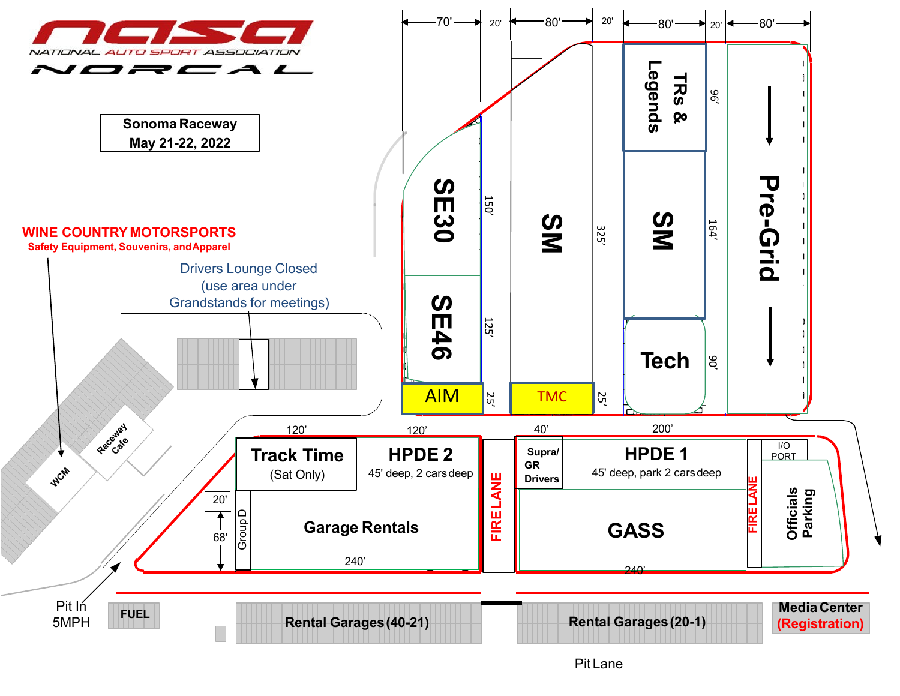# NASA NATIONAL AUTO SPORT ASSOCIATION NORCAL

**Sonoma Raceway**
**May 21-22, 2022**

**WINE COUNTRY MOTORSPORTS**
**Safety Equipment, Souvenirs, and Apparel**

Drivers Lounge Closed
(use area under
Grandstands for meetings)

WCM

Raceway Cafe

70' 20' 80' 20' 80' 20' 80'

**SE30** 150'

**SE46** 125'

AIM 25'

**SM** 325'

TMC 25'

**TRs & Legends** 96'

**SM** 164'

**Tech** 90'

**Pre-Grid**

120' 120' 40' 200'

**Track Time**
(Sat Only)

**HPDE 2**
45' deep, 2 cars deep

20'
68'

Group D

**Garage Rentals**

240'

**FIRE LANE**

**Supra/ GR Drivers**

**HPDE 1**
45' deep, park 2 cars deep

**GASS**

240'

**FIRE LANE**

I/O PORT

**Officials Parking**

Pit In
5MPH

**FUEL**

**Rental Garages (40-21)**

**Rental Garages (20-1)**

**Media Center**
**(Registration)**

Pit Lane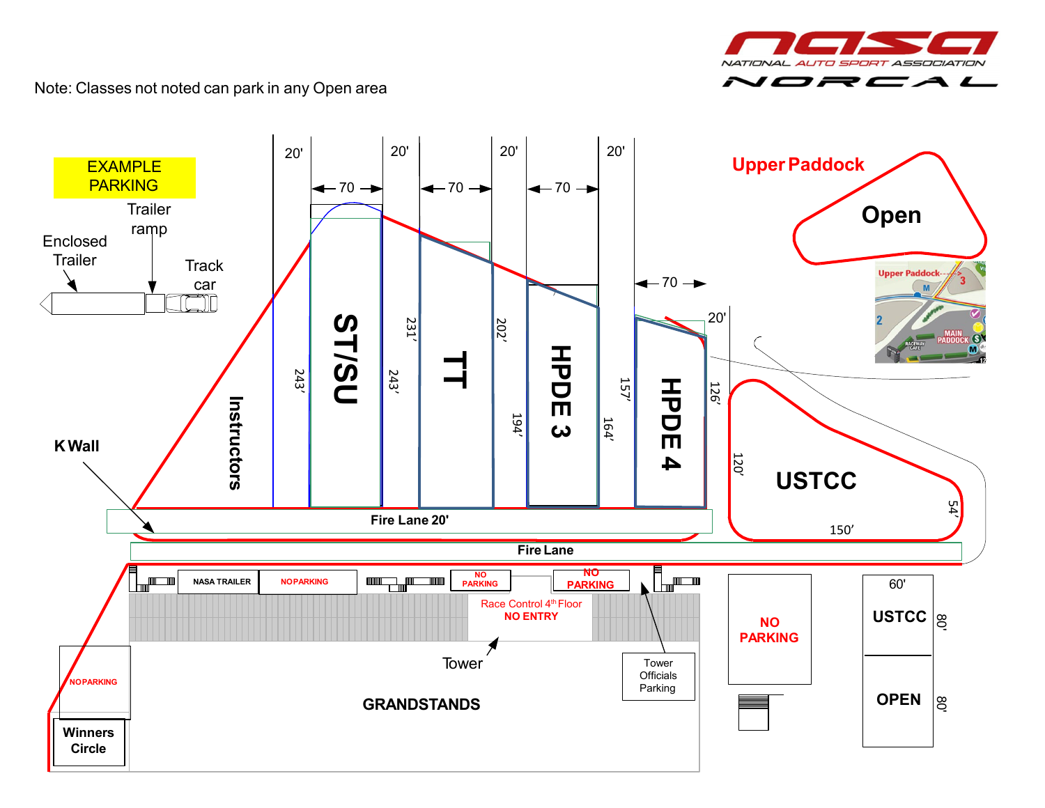NASA NATIONAL AUTO SPORT ASSOCIATION NORCAL

Note: Classes not noted can park in any Open area

EXAMPLE PARKING

Enclosed Trailer

Trailer ramp

Track car

Upper Paddock

Open

20'

20'

20'

20'

70

70

70

70

20'

ST/SU

TT

HPDE 3

HPDE 4

Instructors

243'

243'

231'

202'

194'

157'

164'

126'

K Wall

USTCC

120'

54'

150'

Fire Lane 20'

Fire Lane

NASA TRAILER

NO PARKING

NO PARKING

NO PARKING

Race Control 4th Floor
NO ENTRY

Tower

Tower Officials Parking

NO PARKING

GRANDSTANDS

NO PARKING

Winners Circle

60'

USTCC

80'

OPEN

80'